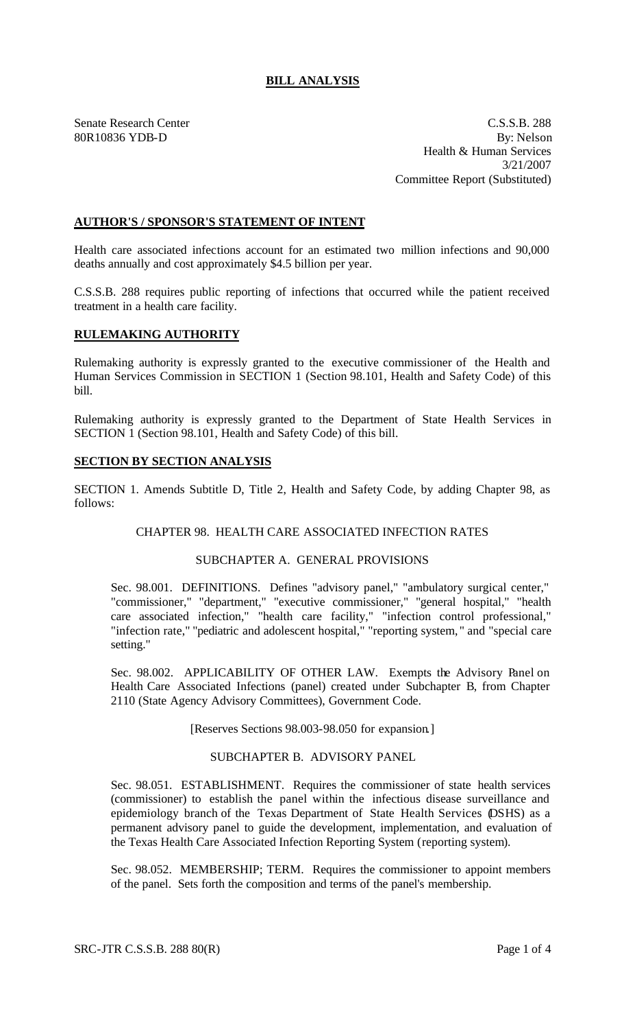# BILL ANALYSIS

Senate Research Center  
80R10836 YDB-D

C.S.S.B. 288  
By: Nelson  
Health & Human Services  
3/21/2007  
Committee Report (Substituted)

## AUTHOR'S / SPONSOR'S STATEMENT OF INTENT

Health care associated infections account for an estimated two million infections and 90,000 deaths annually and cost approximately $4.5 billion per year.

C.S.S.B. 288 requires public reporting of infections that occurred while the patient received treatment in a health care facility.

## RULEMAKING AUTHORITY

Rulemaking authority is expressly granted to the executive commissioner of the Health and Human Services Commission in SECTION 1 (Section 98.101, Health and Safety Code) of this bill.

Rulemaking authority is expressly granted to the Department of State Health Services in SECTION 1 (Section 98.101, Health and Safety Code) of this bill.

## SECTION BY SECTION ANALYSIS

SECTION 1. Amends Subtitle D, Title 2, Health and Safety Code, by adding Chapter 98, as follows:

CHAPTER 98. HEALTH CARE ASSOCIATED INFECTION RATES

SUBCHAPTER A. GENERAL PROVISIONS

Sec. 98.001. DEFINITIONS. Defines "advisory panel," "ambulatory surgical center," "commissioner," "department," "executive commissioner," "general hospital," "health care associated infection," "health care facility," "infection control professional," "infection rate," "pediatric and adolescent hospital," "reporting system," and "special care setting."

Sec. 98.002. APPLICABILITY OF OTHER LAW. Exempts the Advisory Panel on Health Care Associated Infections (panel) created under Subchapter B, from Chapter 2110 (State Agency Advisory Committees), Government Code.

[Reserves Sections 98.003-98.050 for expansion.]

SUBCHAPTER B. ADVISORY PANEL

Sec. 98.051. ESTABLISHMENT. Requires the commissioner of state health services (commissioner) to establish the panel within the infectious disease surveillance and epidemiology branch of the Texas Department of State Health Services (DSHS) as a permanent advisory panel to guide the development, implementation, and evaluation of the Texas Health Care Associated Infection Reporting System (reporting system).

Sec. 98.052. MEMBERSHIP; TERM. Requires the commissioner to appoint members of the panel. Sets forth the composition and terms of the panel's membership.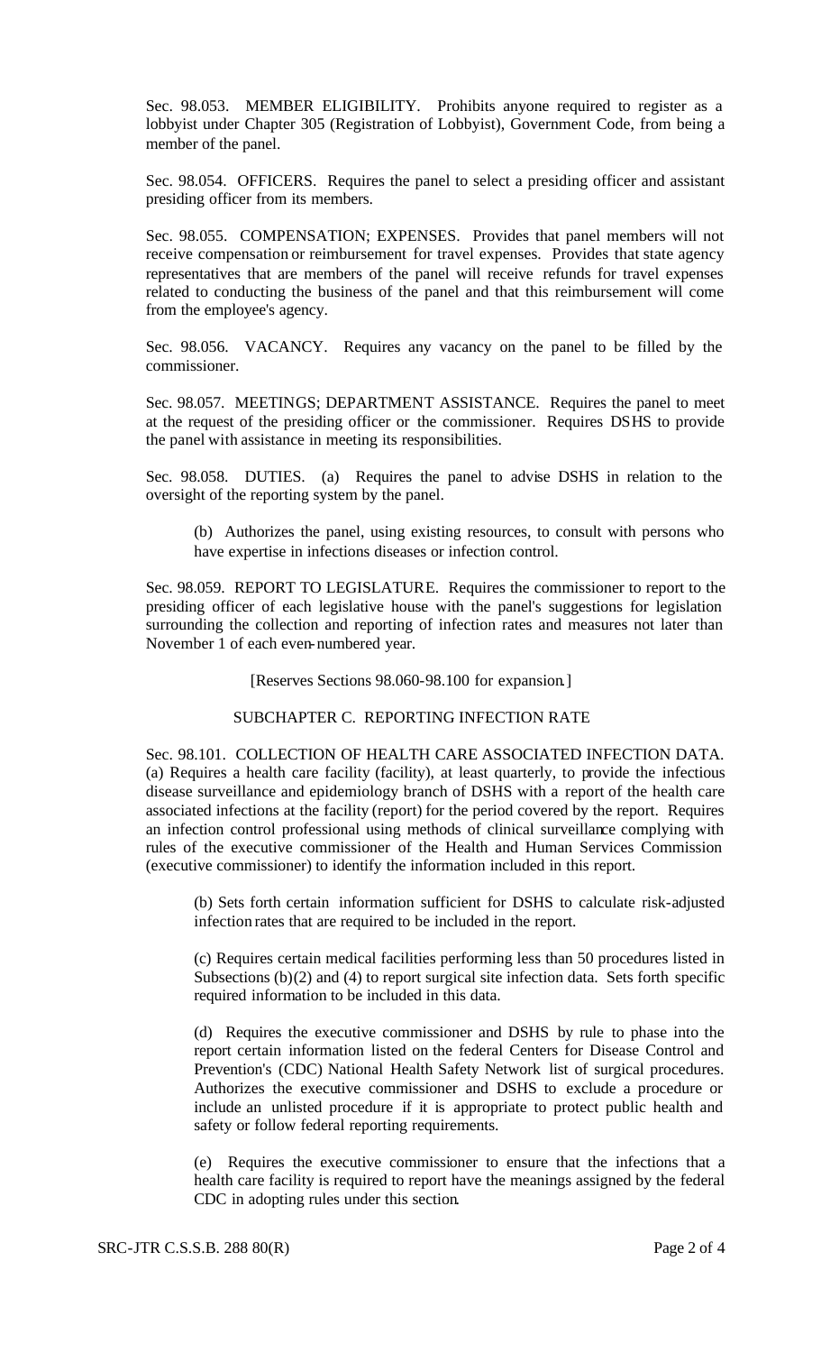Sec. 98.053. MEMBER ELIGIBILITY. Prohibits anyone required to register as a lobbyist under Chapter 305 (Registration of Lobbyist), Government Code, from being a member of the panel.

Sec. 98.054. OFFICERS. Requires the panel to select a presiding officer and assistant presiding officer from its members.

Sec. 98.055. COMPENSATION; EXPENSES. Provides that panel members will not receive compensation or reimbursement for travel expenses. Provides that state agency representatives that are members of the panel will receive refunds for travel expenses related to conducting the business of the panel and that this reimbursement will come from the employee's agency.

Sec. 98.056. VACANCY. Requires any vacancy on the panel to be filled by the commissioner.

Sec. 98.057. MEETINGS; DEPARTMENT ASSISTANCE. Requires the panel to meet at the request of the presiding officer or the commissioner. Requires DSHS to provide the panel with assistance in meeting its responsibilities.

Sec. 98.058. DUTIES. (a) Requires the panel to advise DSHS in relation to the oversight of the reporting system by the panel.

(b) Authorizes the panel, using existing resources, to consult with persons who have expertise in infections diseases or infection control.

Sec. 98.059. REPORT TO LEGISLATURE. Requires the commissioner to report to the presiding officer of each legislative house with the panel's suggestions for legislation surrounding the collection and reporting of infection rates and measures not later than November 1 of each even-numbered year.

[Reserves Sections 98.060-98.100 for expansion.]

SUBCHAPTER C. REPORTING INFECTION RATE

Sec. 98.101. COLLECTION OF HEALTH CARE ASSOCIATED INFECTION DATA. (a) Requires a health care facility (facility), at least quarterly, to provide the infectious disease surveillance and epidemiology branch of DSHS with a report of the health care associated infections at the facility (report) for the period covered by the report. Requires an infection control professional using methods of clinical surveillance complying with rules of the executive commissioner of the Health and Human Services Commission (executive commissioner) to identify the information included in this report.

(b) Sets forth certain information sufficient for DSHS to calculate risk-adjusted infection rates that are required to be included in the report.

(c) Requires certain medical facilities performing less than 50 procedures listed in Subsections (b)(2) and (4) to report surgical site infection data. Sets forth specific required information to be included in this data.

(d) Requires the executive commissioner and DSHS by rule to phase into the report certain information listed on the federal Centers for Disease Control and Prevention's (CDC) National Health Safety Network list of surgical procedures. Authorizes the executive commissioner and DSHS to exclude a procedure or include an unlisted procedure if it is appropriate to protect public health and safety or follow federal reporting requirements.

(e) Requires the executive commissioner to ensure that the infections that a health care facility is required to report have the meanings assigned by the federal CDC in adopting rules under this section.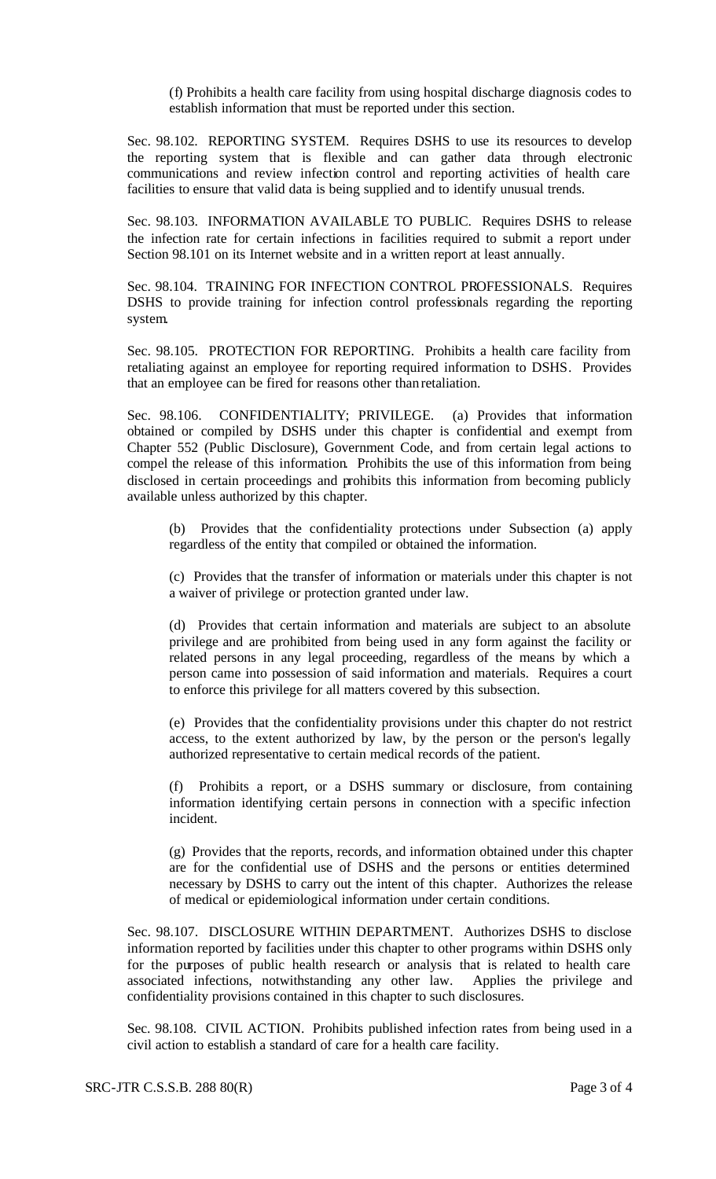(f) Prohibits a health care facility from using hospital discharge diagnosis codes to establish information that must be reported under this section.

Sec. 98.102. REPORTING SYSTEM. Requires DSHS to use its resources to develop the reporting system that is flexible and can gather data through electronic communications and review infection control and reporting activities of health care facilities to ensure that valid data is being supplied and to identify unusual trends.

Sec. 98.103. INFORMATION AVAILABLE TO PUBLIC. Requires DSHS to release the infection rate for certain infections in facilities required to submit a report under Section 98.101 on its Internet website and in a written report at least annually.

Sec. 98.104. TRAINING FOR INFECTION CONTROL PROFESSIONALS. Requires DSHS to provide training for infection control professionals regarding the reporting system.

Sec. 98.105. PROTECTION FOR REPORTING. Prohibits a health care facility from retaliating against an employee for reporting required information to DSHS. Provides that an employee can be fired for reasons other than retaliation.

Sec. 98.106. CONFIDENTIALITY; PRIVILEGE. (a) Provides that information obtained or compiled by DSHS under this chapter is confidential and exempt from Chapter 552 (Public Disclosure), Government Code, and from certain legal actions to compel the release of this information. Prohibits the use of this information from being disclosed in certain proceedings and prohibits this information from becoming publicly available unless authorized by this chapter.

(b) Provides that the confidentiality protections under Subsection (a) apply regardless of the entity that compiled or obtained the information.

(c) Provides that the transfer of information or materials under this chapter is not a waiver of privilege or protection granted under law.

(d) Provides that certain information and materials are subject to an absolute privilege and are prohibited from being used in any form against the facility or related persons in any legal proceeding, regardless of the means by which a person came into possession of said information and materials. Requires a court to enforce this privilege for all matters covered by this subsection.

(e) Provides that the confidentiality provisions under this chapter do not restrict access, to the extent authorized by law, by the person or the person's legally authorized representative to certain medical records of the patient.

(f) Prohibits a report, or a DSHS summary or disclosure, from containing information identifying certain persons in connection with a specific infection incident.

(g) Provides that the reports, records, and information obtained under this chapter are for the confidential use of DSHS and the persons or entities determined necessary by DSHS to carry out the intent of this chapter. Authorizes the release of medical or epidemiological information under certain conditions.

Sec. 98.107. DISCLOSURE WITHIN DEPARTMENT. Authorizes DSHS to disclose information reported by facilities under this chapter to other programs within DSHS only for the purposes of public health research or analysis that is related to health care associated infections, notwithstanding any other law. Applies the privilege and confidentiality provisions contained in this chapter to such disclosures.

Sec. 98.108. CIVIL ACTION. Prohibits published infection rates from being used in a civil action to establish a standard of care for a health care facility.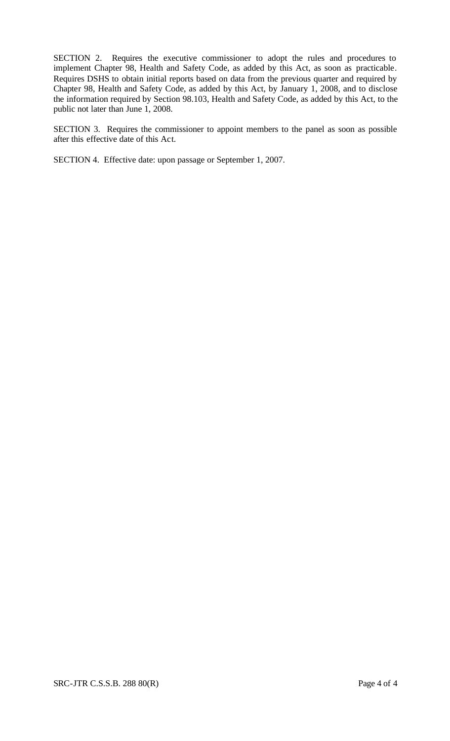SECTION 2. Requires the executive commissioner to adopt the rules and procedures to implement Chapter 98, Health and Safety Code, as added by this Act, as soon as practicable. Requires DSHS to obtain initial reports based on data from the previous quarter and required by Chapter 98, Health and Safety Code, as added by this Act, by January 1, 2008, and to disclose the information required by Section 98.103, Health and Safety Code, as added by this Act, to the public not later than June 1, 2008.

SECTION 3. Requires the commissioner to appoint members to the panel as soon as possible after this effective date of this Act.

SECTION 4. Effective date: upon passage or September 1, 2007.